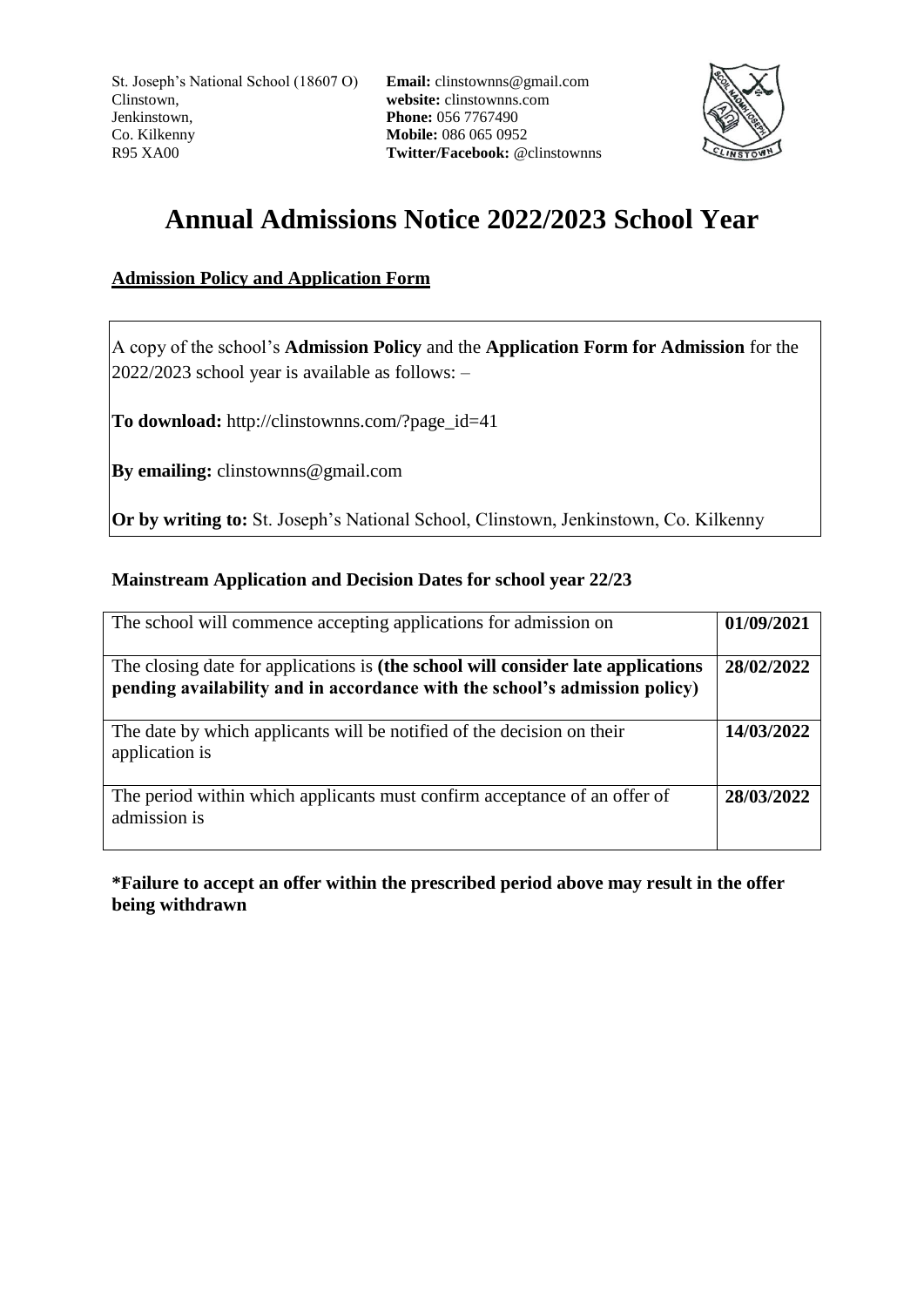St. Joseph's National School (18607 O)
Clinstown,
Jenkinstown,
Co. Kilkenny
R95 XA00

**Email:** clinstownns@gmail.com
**website:** clinstownns.com
**Phone:** 056 7767490
**Mobile:** 086 065 0952
**Twitter/Facebook:** @clinstownns

# Annual Admissions Notice 2022/2023 School Year

## Admission Policy and Application Form

A copy of the school's **Admission Policy** and the **Application Form for Admission** for the 2022/2023 school year is available as follows: –

**To download:** http://clinstownns.com/?page_id=41

**By emailing:** clinstownns@gmail.com

**Or by writing to:** St. Joseph's National School, Clinstown, Jenkinstown, Co. Kilkenny

### Mainstream Application and Decision Dates for school year 22/23

| | |
|---|---|
| The school will commence accepting applications for admission on | **01/09/2021** |
| The closing date for applications is **(the school will consider late applications pending availability and in accordance with the school's admission policy)** | **28/02/2022** |
| The date by which applicants will be notified of the decision on their application is | **14/03/2022** |
| The period within which applicants must confirm acceptance of an offer of admission is | **28/03/2022** |

**\*Failure to accept an offer within the prescribed period above may result in the offer being withdrawn**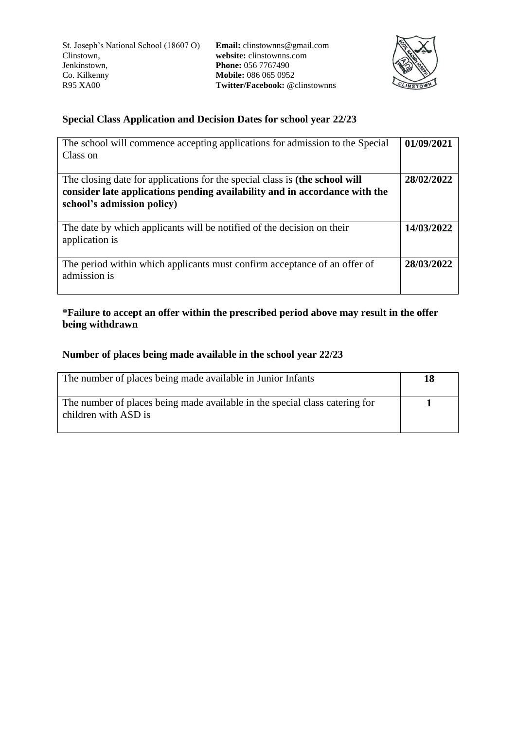St. Joseph's National School (18607 O)
Clinstown,
Jenkinstown,
Co. Kilkenny
R95 XA00

**Email:** clinstownns@gmail.com
**website:** clinstownns.com
**Phone:** 056 7767490
**Mobile:** 086 065 0952
**Twitter/Facebook:** @clinstownns

## Special Class Application and Decision Dates for school year 22/23

| | |
|---|---|
| The school will commence accepting applications for admission to the Special Class on | **01/09/2021** |
| The closing date for applications for the special class is **(the school will consider late applications pending availability and in accordance with the school's admission policy)** | **28/02/2022** |
| The date by which applicants will be notified of the decision on their application is | **14/03/2022** |
| The period within which applicants must confirm acceptance of an offer of admission is | **28/03/2022** |

**\*Failure to accept an offer within the prescribed period above may result in the offer being withdrawn**

## Number of places being made available in the school year 22/23

| | |
|---|---|
| The number of places being made available in Junior Infants | **18** |
| The number of places being made available in the special class catering for children with ASD is | **1** |